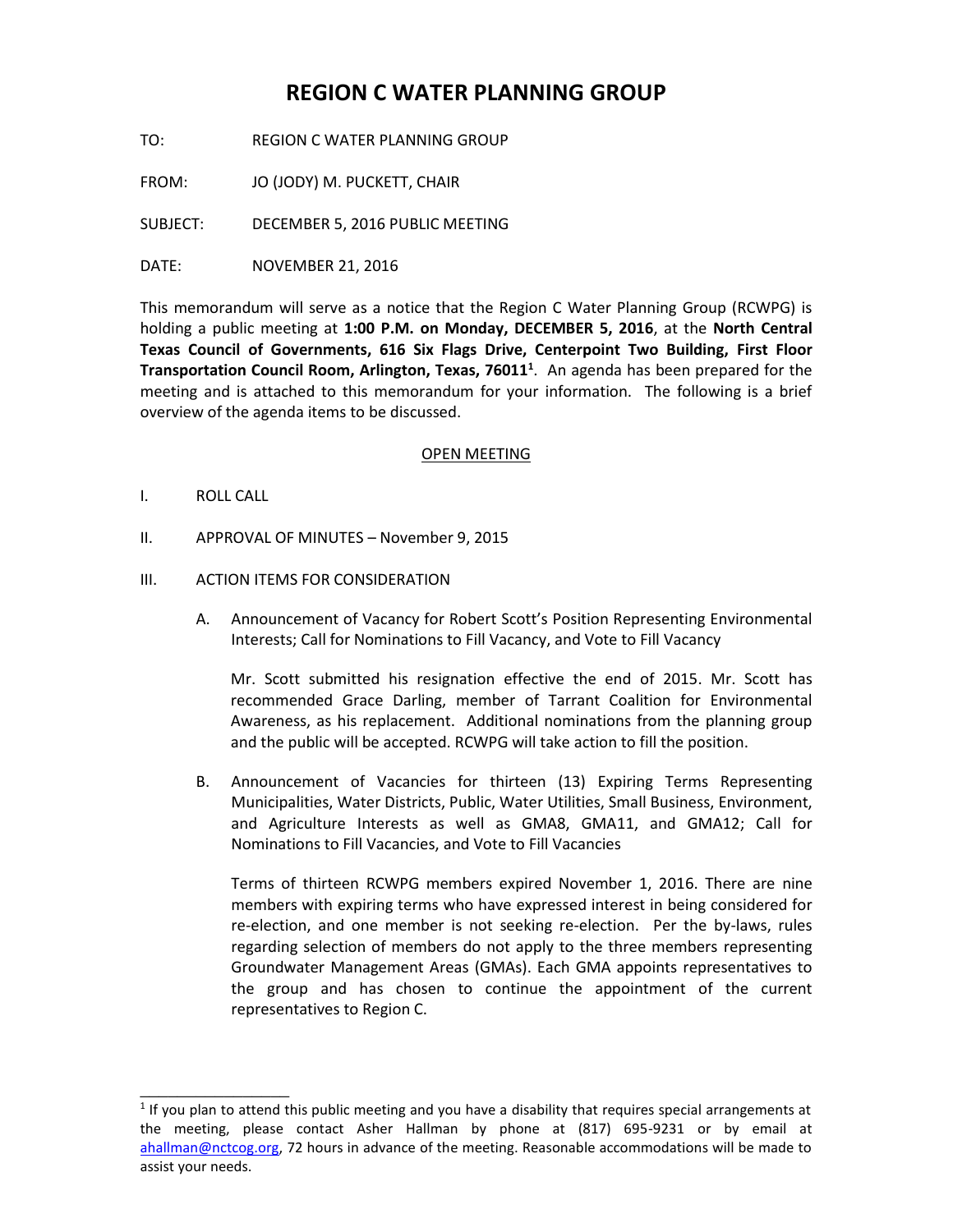# REGION C WATER PLANNING GROUP

TO: REGION C WATER PLANNING GROUP

FROM: JO (JODY) M. PUCKETT, CHAIR

SUBJECT: DECEMBER 5, 2016 PUBLIC MEETING

DATE: NOVEMBER 21, 2016

This memorandum will serve as a notice that the Region C Water Planning Group (RCWPG) is holding a public meeting at **1:00 P.M. on Monday, DECEMBER 5, 2016**, at the **North Central Texas Council of Governments, 616 Six Flags Drive, Centerpoint Two Building, First Floor Transportation Council Room, Arlington, Texas, 76011**[1]. An agenda has been prepared for the meeting and is attached to this memorandum for your information. The following is a brief overview of the agenda items to be discussed.

<u>OPEN MEETING</u>

I. ROLL CALL

II. APPROVAL OF MINUTES – November 9, 2015

III. ACTION ITEMS FOR CONSIDERATION

A. Announcement of Vacancy for Robert Scott's Position Representing Environmental Interests; Call for Nominations to Fill Vacancy, and Vote to Fill Vacancy

Mr. Scott submitted his resignation effective the end of 2015. Mr. Scott has recommended Grace Darling, member of Tarrant Coalition for Environmental Awareness, as his replacement. Additional nominations from the planning group and the public will be accepted. RCWPG will take action to fill the position.

B. Announcement of Vacancies for thirteen (13) Expiring Terms Representing Municipalities, Water Districts, Public, Water Utilities, Small Business, Environment, and Agriculture Interests as well as GMA8, GMA11, and GMA12; Call for Nominations to Fill Vacancies, and Vote to Fill Vacancies

Terms of thirteen RCWPG members expired November 1, 2016. There are nine members with expiring terms who have expressed interest in being considered for re-election, and one member is not seeking re-election. Per the by-laws, rules regarding selection of members do not apply to the three members representing Groundwater Management Areas (GMAs). Each GMA appoints representatives to the group and has chosen to continue the appointment of the current representatives to Region C.

---

[1] If you plan to attend this public meeting and you have a disability that requires special arrangements at the meeting, please contact Asher Hallman by phone at (817) 695-9231 or by email at ahallman@nctcog.org, 72 hours in advance of the meeting. Reasonable accommodations will be made to assist your needs.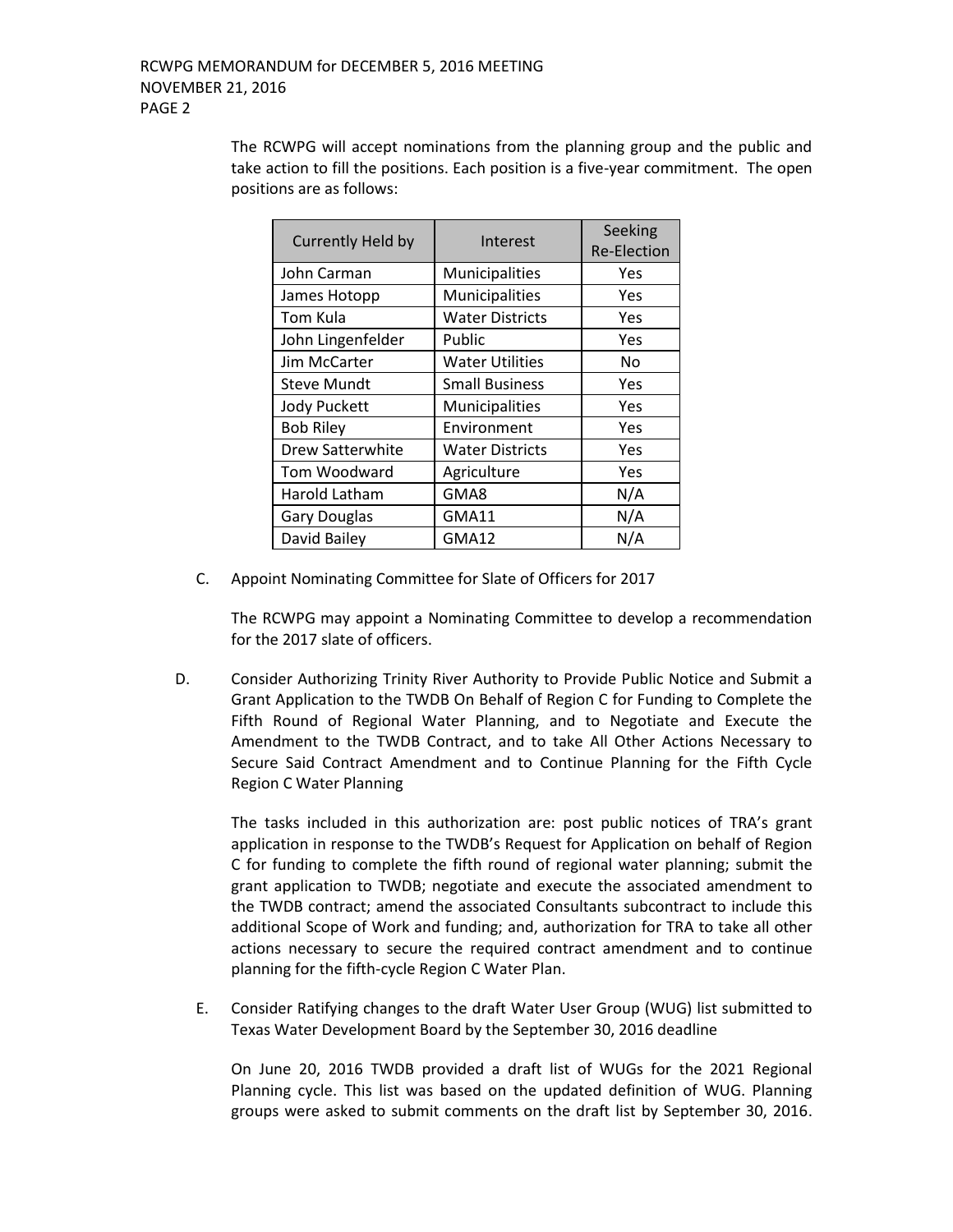The RCWPG will accept nominations from the planning group and the public and take action to fill the positions. Each position is a five-year commitment. The open positions are as follows:

| Currently Held by | Interest | Seeking Re-Election |
|---|---|---|
| John Carman | Municipalities | Yes |
| James Hotopp | Municipalities | Yes |
| Tom Kula | Water Districts | Yes |
| John Lingenfelder | Public | Yes |
| Jim McCarter | Water Utilities | No |
| Steve Mundt | Small Business | Yes |
| Jody Puckett | Municipalities | Yes |
| Bob Riley | Environment | Yes |
| Drew Satterwhite | Water Districts | Yes |
| Tom Woodward | Agriculture | Yes |
| Harold Latham | GMA8 | N/A |
| Gary Douglas | GMA11 | N/A |
| David Bailey | GMA12 | N/A |

C. Appoint Nominating Committee for Slate of Officers for 2017

The RCWPG may appoint a Nominating Committee to develop a recommendation for the 2017 slate of officers.

D. Consider Authorizing Trinity River Authority to Provide Public Notice and Submit a Grant Application to the TWDB On Behalf of Region C for Funding to Complete the Fifth Round of Regional Water Planning, and to Negotiate and Execute the Amendment to the TWDB Contract, and to take All Other Actions Necessary to Secure Said Contract Amendment and to Continue Planning for the Fifth Cycle Region C Water Planning

The tasks included in this authorization are: post public notices of TRA's grant application in response to the TWDB's Request for Application on behalf of Region C for funding to complete the fifth round of regional water planning; submit the grant application to TWDB; negotiate and execute the associated amendment to the TWDB contract; amend the associated Consultants subcontract to include this additional Scope of Work and funding; and, authorization for TRA to take all other actions necessary to secure the required contract amendment and to continue planning for the fifth-cycle Region C Water Plan.

E. Consider Ratifying changes to the draft Water User Group (WUG) list submitted to Texas Water Development Board by the September 30, 2016 deadline

On June 20, 2016 TWDB provided a draft list of WUGs for the 2021 Regional Planning cycle. This list was based on the updated definition of WUG. Planning groups were asked to submit comments on the draft list by September 30, 2016.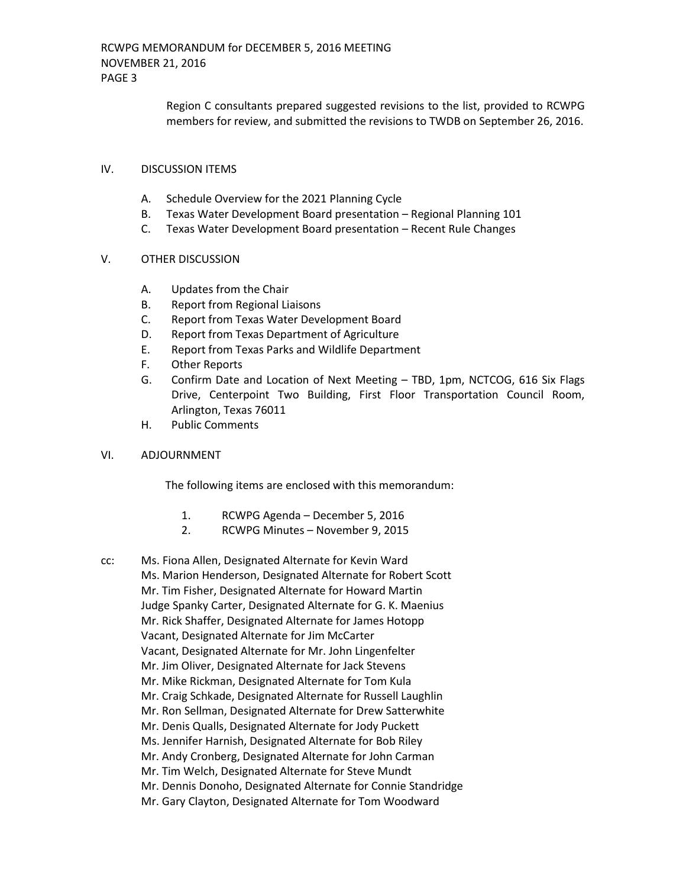Region C consultants prepared suggested revisions to the list, provided to RCWPG members for review, and submitted the revisions to TWDB on September 26, 2016.

IV. DISCUSSION ITEMS

A. Schedule Overview for the 2021 Planning Cycle
B. Texas Water Development Board presentation – Regional Planning 101
C. Texas Water Development Board presentation – Recent Rule Changes

V. OTHER DISCUSSION

A. Updates from the Chair
B. Report from Regional Liaisons
C. Report from Texas Water Development Board
D. Report from Texas Department of Agriculture
E. Report from Texas Parks and Wildlife Department
F. Other Reports
G. Confirm Date and Location of Next Meeting – TBD, 1pm, NCTCOG, 616 Six Flags Drive, Centerpoint Two Building, First Floor Transportation Council Room, Arlington, Texas 76011
H. Public Comments

VI. ADJOURNMENT

The following items are enclosed with this memorandum:

1. RCWPG Agenda – December 5, 2016
2. RCWPG Minutes – November 9, 2015

cc: Ms. Fiona Allen, Designated Alternate for Kevin Ward
Ms. Marion Henderson, Designated Alternate for Robert Scott
Mr. Tim Fisher, Designated Alternate for Howard Martin
Judge Spanky Carter, Designated Alternate for G. K. Maenius
Mr. Rick Shaffer, Designated Alternate for James Hotopp
Vacant, Designated Alternate for Jim McCarter
Vacant, Designated Alternate for Mr. John Lingenfelter
Mr. Jim Oliver, Designated Alternate for Jack Stevens
Mr. Mike Rickman, Designated Alternate for Tom Kula
Mr. Craig Schkade, Designated Alternate for Russell Laughlin
Mr. Ron Sellman, Designated Alternate for Drew Satterwhite
Mr. Denis Qualls, Designated Alternate for Jody Puckett
Ms. Jennifer Harnish, Designated Alternate for Bob Riley
Mr. Andy Cronberg, Designated Alternate for John Carman
Mr. Tim Welch, Designated Alternate for Steve Mundt
Mr. Dennis Donoho, Designated Alternate for Connie Standridge
Mr. Gary Clayton, Designated Alternate for Tom Woodward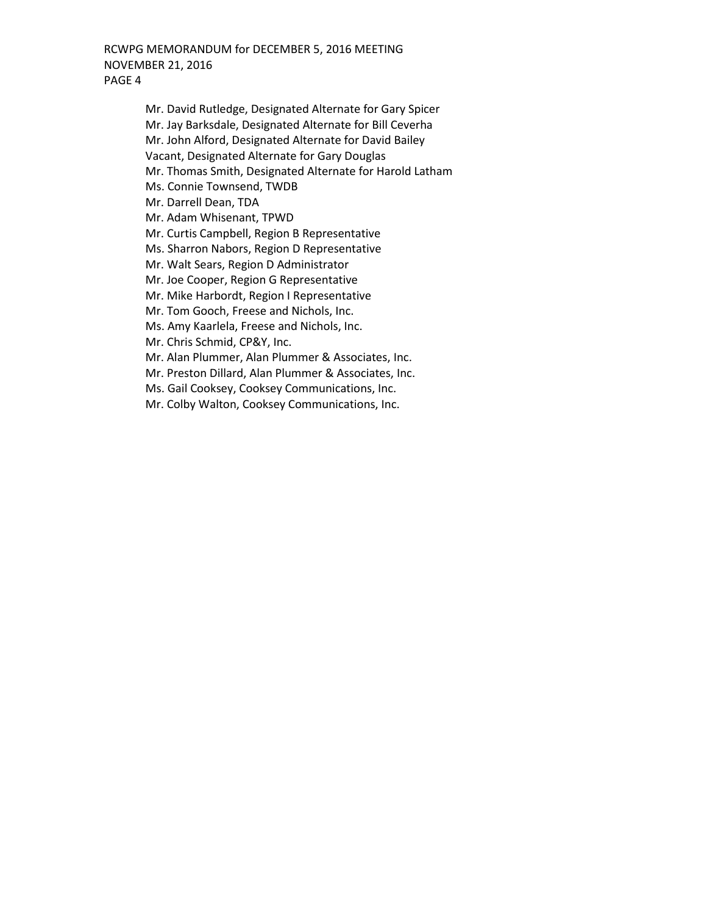Mr. David Rutledge, Designated Alternate for Gary Spicer
Mr. Jay Barksdale, Designated Alternate for Bill Ceverha
Mr. John Alford, Designated Alternate for David Bailey
Vacant, Designated Alternate for Gary Douglas
Mr. Thomas Smith, Designated Alternate for Harold Latham
Ms. Connie Townsend, TWDB
Mr. Darrell Dean, TDA
Mr. Adam Whisenant, TPWD
Mr. Curtis Campbell, Region B Representative
Ms. Sharron Nabors, Region D Representative
Mr. Walt Sears, Region D Administrator
Mr. Joe Cooper, Region G Representative
Mr. Mike Harbordt, Region I Representative
Mr. Tom Gooch, Freese and Nichols, Inc.
Ms. Amy Kaarlela, Freese and Nichols, Inc.
Mr. Chris Schmid, CP&Y, Inc.
Mr. Alan Plummer, Alan Plummer & Associates, Inc.
Mr. Preston Dillard, Alan Plummer & Associates, Inc.
Ms. Gail Cooksey, Cooksey Communications, Inc.
Mr. Colby Walton, Cooksey Communications, Inc.